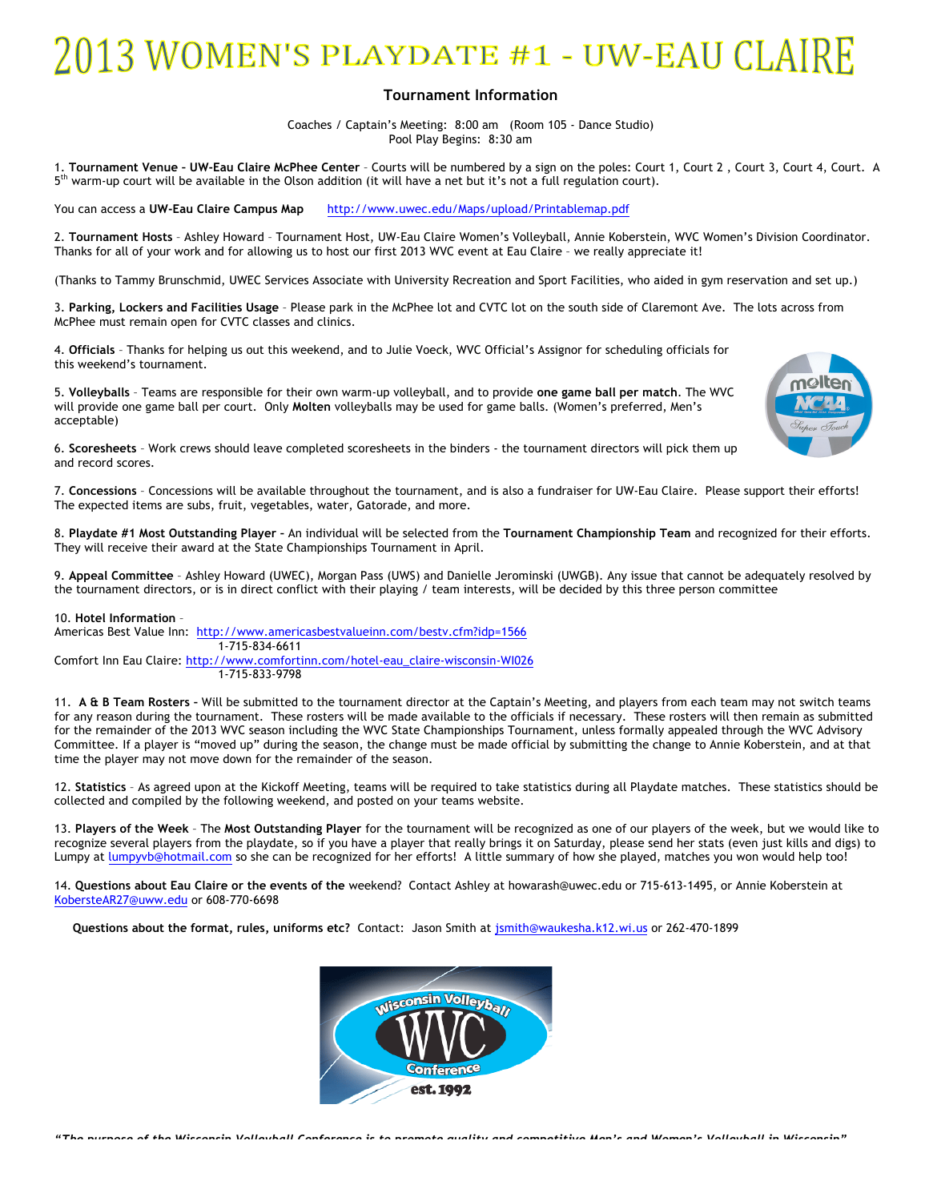# 2013 WOMEN'S PLAYDATE #1 - UW-EAU CLAIRE

## Tournament Information

Coaches / Captain's Meeting: 8:00 am (Room 105 - Dance Studio)
Pool Play Begins: 8:30 am

1. **Tournament Venue - UW-Eau Claire McPhee Center** – Courts will be numbered by a sign on the poles: Court 1, Court 2 , Court 3, Court 4, Court. A 5th warm-up court will be available in the Olson addition (it will have a net but it's not a full regulation court).

You can access a **UW-Eau Claire Campus Map** http://www.uwec.edu/Maps/upload/Printablemap.pdf

2. **Tournament Hosts** - Ashley Howard – Tournament Host, UW-Eau Claire Women's Volleyball, Annie Koberstein, WVC Women's Division Coordinator. Thanks for all of your work and for allowing us to host our first 2013 WVC event at Eau Claire – we really appreciate it!

(Thanks to Tammy Brunschmid, UWEC Services Associate with University Recreation and Sport Facilities, who aided in gym reservation and set up.)

3. **Parking, Lockers and Facilities Usage** – Please park in the McPhee lot and CVTC lot on the south side of Claremont Ave. The lots across from McPhee must remain open for CVTC classes and clinics.

4. **Officials** – Thanks for helping us out this weekend, and to Julie Voeck, WVC Official's Assignor for scheduling officials for this weekend's tournament.

5. **Volleyballs** – Teams are responsible for their own warm-up volleyball, and to provide **one game ball per match**. The WVC will provide one game ball per court. Only **Molten** volleyballs may be used for game balls. (Women's preferred, Men's acceptable)

6. **Scoresheets** – Work crews should leave completed scoresheets in the binders - the tournament directors will pick them up and record scores.

7. **Concessions** – Concessions will be available throughout the tournament, and is also a fundraiser for UW-Eau Claire. Please support their efforts! The expected items are subs, fruit, vegetables, water, Gatorade, and more.

8. **Playdate #1 Most Outstanding Player -** An individual will be selected from the **Tournament Championship Team** and recognized for their efforts. They will receive their award at the State Championships Tournament in April.

9. **Appeal Committee** – Ashley Howard (UWEC), Morgan Pass (UWS) and Danielle Jerominski (UWGB). Any issue that cannot be adequately resolved by the tournament directors, or is in direct conflict with their playing / team interests, will be decided by this three person committee

10. **Hotel Information** –
Americas Best Value Inn: http://www.americasbestvalueinn.com/bestv.cfm?idp=1566
1-715-834-6611
Comfort Inn Eau Claire: http://www.comfortinn.com/hotel-eau_claire-wisconsin-WI026
1-715-833-9798

11. **A & B Team Rosters -** Will be submitted to the tournament director at the Captain's Meeting, and players from each team may not switch teams for any reason during the tournament. These rosters will be made available to the officials if necessary. These rosters will then remain as submitted for the remainder of the 2013 WVC season including the WVC State Championships Tournament, unless formally appealed through the WVC Advisory Committee. If a player is "moved up" during the season, the change must be made official by submitting the change to Annie Koberstein, and at that time the player may not move down for the remainder of the season.

12. **Statistics** – As agreed upon at the Kickoff Meeting, teams will be required to take statistics during all Playdate matches. These statistics should be collected and compiled by the following weekend, and posted on your teams website.

13. **Players of the Week** – The **Most Outstanding Player** for the tournament will be recognized as one of our players of the week, but we would like to recognize several players from the playdate, so if you have a player that really brings it on Saturday, please send her stats (even just kills and digs) to Lumpy at lumpyvb@hotmail.com so she can be recognized for her efforts! A little summary of how she played, matches you won would help too!

14. **Questions about Eau Claire or the events of the** weekend? Contact Ashley at howarash@uwec.edu or 715-613-1495, or Annie Koberstein at KobersteAR27@uww.edu or 608-770-6698

**Questions about the format, rules, uniforms etc?** Contact: Jason Smith at jsmith@waukesha.k12.wi.us or 262-470-1899

*"The purpose of the Wisconsin Volleyball Conference is to promote quality and competitive Men's and Women's Volleyball in Wisconsin"*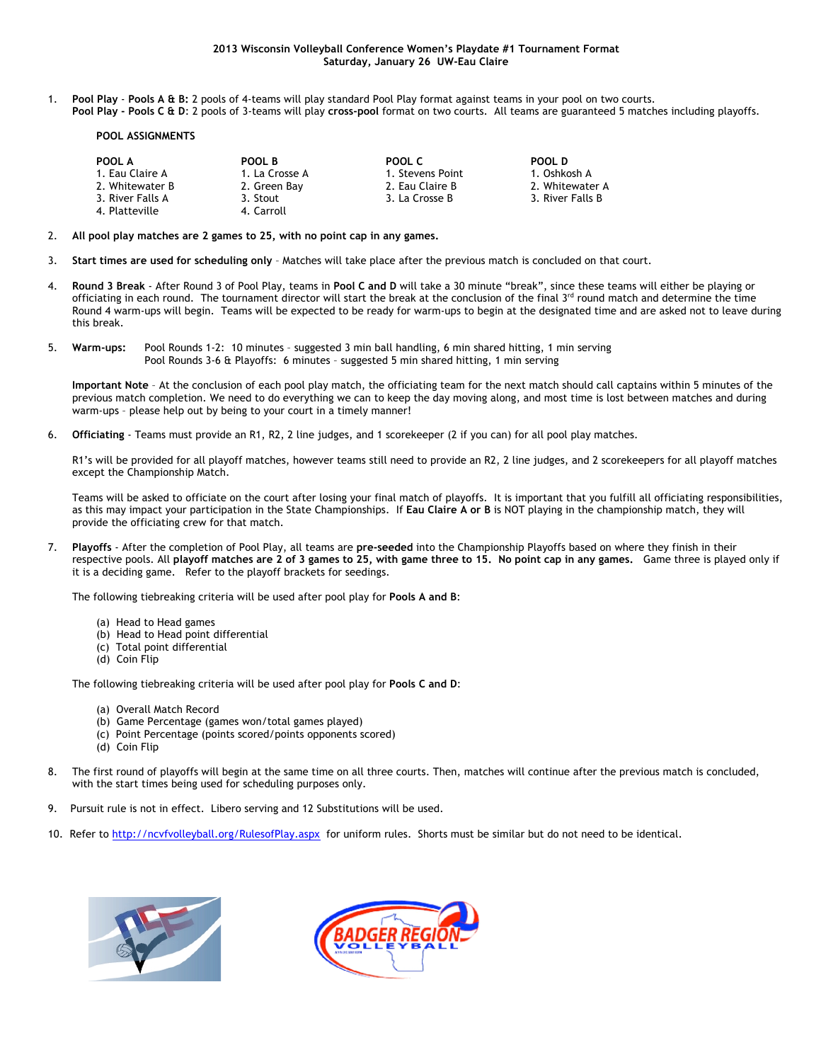**2013 Wisconsin Volleyball Conference Women's Playdate #1 Tournament Format**
**Saturday, January 26 UW-Eau Claire**

1. **Pool Play** - **Pools A & B:** 2 pools of 4-teams will play standard Pool Play format against teams in your pool on two courts.
   **Pool Play - Pools C & D**: 2 pools of 3-teams will play **cross-pool** format on two courts. All teams are guaranteed 5 matches including playoffs.

   **POOL ASSIGNMENTS**

   | POOL A | POOL B | POOL C | POOL D |
   |---|---|---|---|
   | 1. Eau Claire A | 1. La Crosse A | 1. Stevens Point | 1. Oshkosh A |
   | 2. Whitewater B | 2. Green Bay | 2. Eau Claire B | 2. Whitewater A |
   | 3. River Falls A | 3. Stout | 3. La Crosse B | 3. River Falls B |
   | 4. Platteville | 4. Carroll | | |

2. **All pool play matches are 2 games to 25, with no point cap in any games.**

3. **Start times are used for scheduling only** – Matches will take place after the previous match is concluded on that court.

4. **Round 3 Break** - After Round 3 of Pool Play, teams in **Pool C and D** will take a 30 minute "break", since these teams will either be playing or officiating in each round. The tournament director will start the break at the conclusion of the final 3rd round match and determine the time Round 4 warm-ups will begin. Teams will be expected to be ready for warm-ups to begin at the designated time and are asked not to leave during this break.

5. **Warm-ups:** Pool Rounds 1-2: 10 minutes – suggested 3 min ball handling, 6 min shared hitting, 1 min serving
   Pool Rounds 3-6 & Playoffs: 6 minutes – suggested 5 min shared hitting, 1 min serving

   **Important Note** – At the conclusion of each pool play match, the officiating team for the next match should call captains within 5 minutes of the previous match completion. We need to do everything we can to keep the day moving along, and most time is lost between matches and during warm-ups – please help out by being to your court in a timely manner!

6. **Officiating** - Teams must provide an R1, R2, 2 line judges, and 1 scorekeeper (2 if you can) for all pool play matches.

   R1's will be provided for all playoff matches, however teams still need to provide an R2, 2 line judges, and 2 scorekeepers for all playoff matches except the Championship Match.

   Teams will be asked to officiate on the court after losing your final match of playoffs. It is important that you fulfill all officiating responsibilities, as this may impact your participation in the State Championships. If **Eau Claire A or B** is NOT playing in the championship match, they will provide the officiating crew for that match.

7. **Playoffs** - After the completion of Pool Play, all teams are **pre-seeded** into the Championship Playoffs based on where they finish in their respective pools. All **playoff matches are 2 of 3 games to 25, with game three to 15. No point cap in any games.** Game three is played only if it is a deciding game. Refer to the playoff brackets for seedings.

   The following tiebreaking criteria will be used after pool play for **Pools A and B**:

   (a) Head to Head games
   (b) Head to Head point differential
   (c) Total point differential
   (d) Coin Flip

   The following tiebreaking criteria will be used after pool play for **Pools C and D**:

   (a) Overall Match Record
   (b) Game Percentage (games won/total games played)
   (c) Point Percentage (points scored/points opponents scored)
   (d) Coin Flip

8. The first round of playoffs will begin at the same time on all three courts. Then, matches will continue after the previous match is concluded, with the start times being used for scheduling purposes only.

9. Pursuit rule is not in effect. Libero serving and 12 Substitutions will be used.

10. Refer to http://ncvfvolleyball.org/RulesofPlay.aspx for uniform rules. Shorts must be similar but do not need to be identical.